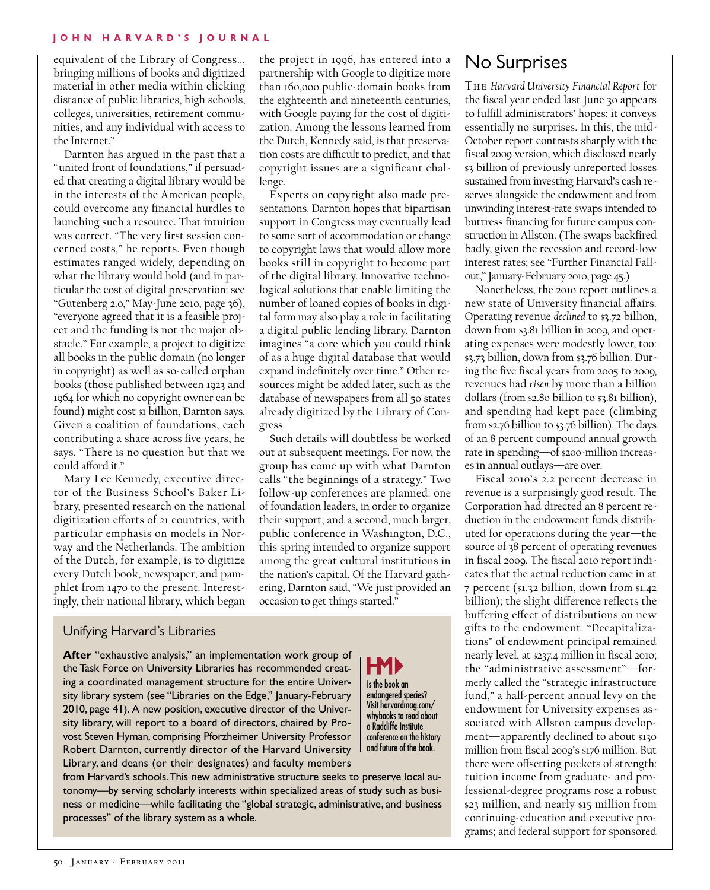equivalent of the Library of Congress… bringing millions of books and digitized material in other media within clicking distance of public libraries, high schools, colleges, universities, retirement communities, and any individual with access to the Internet."

Darnton has argued in the past that a "united front of foundations," if persuaded that creating a digital library would be in the interests of the American people, could overcome any financial hurdles to launching such a resource. That intuition was correct. "The very first session concerned costs," he reports. Even though estimates ranged widely, depending on what the library would hold (and in particular the cost of digital preservation: see "Gutenberg 2.0," May-June 2010, page 36), "everyone agreed that it is a feasible project and the funding is not the major obstacle." For example, a project to digitize all books in the public domain (no longer in copyright) as well as so-called orphan books (those published between 1923 and 1964 for which no copyright owner can be found) might cost $1 billion, Darnton says. Given a coalition of foundations, each contributing a share across five years, he says, "There is no question but that we could afford it."

Mary Lee Kennedy, executive director of the Business School's Baker Library, presented research on the national digitization efforts of 21 countries, with particular emphasis on models in Norway and the Netherlands. The ambition of the Dutch, for example, is to digitize every Dutch book, newspaper, and pamphlet from 1470 to the present. Interestingly, their national library, which began the project in 1996, has entered into a partnership with Google to digitize more than 160,000 public-domain books from the eighteenth and nineteenth centuries, with Google paying for the cost of digitization. Among the lessons learned from the Dutch, Kennedy said, is that preservation costs are difficult to predict, and that copyright issues are a significant challenge.

Experts on copyright also made presentations. Darnton hopes that bipartisan support in Congress may eventually lead to some sort of accommodation or change to copyright laws that would allow more books still in copyright to become part of the digital library. Innovative technological solutions that enable limiting the number of loaned copies of books in digital form may also play a role in facilitating a digital public lending library. Darnton imagines "a core which you could think of as a huge digital database that would expand indefinitely over time." Other resources might be added later, such as the database of newspapers from all 50 states already digitized by the Library of Congress.

Such details will doubtless be worked out at subsequent meetings. For now, the group has come up with what Darnton calls "the beginnings of a strategy." Two follow-up conferences are planned: one of foundation leaders, in order to organize their support; and a second, much larger, public conference in Washington, D.C., this spring intended to organize support among the great cultural institutions in the nation's capital. Of the Harvard gathering, Darnton said, "We just provided an occasion to get things started."

## Unifying Harvard's Libraries

**After** "exhaustive analysis," an implementation work group of the Task Force on University Libraries has recommended creating a coordinated management structure for the entire University library system (see "Libraries on the Edge," January-February 2010, page 41). A new position, executive director of the University library, will report to a board of directors, chaired by Provost Steven Hyman, comprising Pforzheimer University Professor Robert Darnton, currently director of the Harvard University Library, and deans (or their designates) and faculty members from Harvard's schools. This new administrative structure seeks to preserve local autonomy—by serving scholarly interests within specialized areas of study such as business or medicine—while facilitating the "global strategic, administrative, and business processes" of the library system as a whole.

HM▸ Is the book an endangered species? Visit harvardmag.com/whybooks to read about a Radcliffe Institute conference on the history and future of the book.

## No Surprises

The *Harvard University Financial Report* for the fiscal year ended last June 30 appears to fulfill administrators' hopes: it conveys essentially no surprises. In this, the mid-October report contrasts sharply with the fiscal 2009 version, which disclosed nearly $3 billion of previously unreported losses sustained from investing Harvard's cash reserves alongside the endowment and from unwinding interest-rate swaps intended to buttress financing for future campus construction in Allston. (The swaps backfired badly, given the recession and record-low interest rates; see "Further Financial Fallout," January-February 2010, page 45.)

Nonetheless, the 2010 report outlines a new state of University financial affairs. Operating revenue *declined* to $3.72 billion, down from $3.81 billion in 2009, and operating expenses were modestly lower, too: $3.73 billion, down from $3.76 billion. During the five fiscal years from 2005 to 2009, revenues had *risen* by more than a billion dollars (from $2.80 billion to $3.81 billion), and spending had kept pace (climbing from $2.76 billion to $3.76 billion). The days of an 8 percent compound annual growth rate in spending—of $200-million increases in annual outlays—are over.

Fiscal 2010's 2.2 percent decrease in revenue is a surprisingly good result. The Corporation had directed an 8 percent reduction in the endowment funds distributed for operations during the year—the source of 38 percent of operating revenues in fiscal 2009. The fiscal 2010 report indicates that the actual reduction came in at 7 percent ($1.32 billion, down from $1.42 billion); the slight difference reflects the buffering effect of distributions on new gifts to the endowment. "Decapitalizations" of endowment principal remained nearly level, at $237.4 million in fiscal 2010; the "administrative assessment"—formerly called the "strategic infrastructure fund," a half-percent annual levy on the endowment for University expenses associated with Allston campus development—apparently declined to about $130 million from fiscal 2009's $176 million. But there were offsetting pockets of strength: tuition income from graduate- and professional-degree programs rose a robust $23 million, and nearly $15 million from continuing-education and executive programs; and federal support for sponsored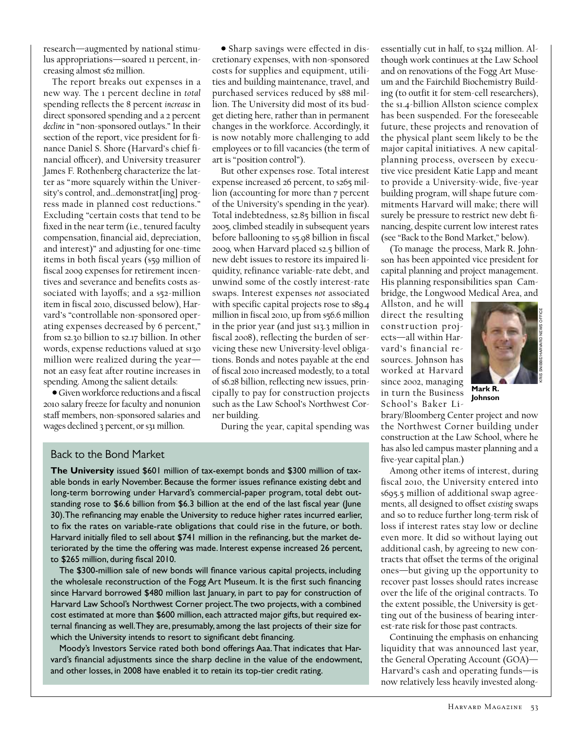research—augmented by national stimulus appropriations—soared 11 percent, increasing almost $62 million.

The report breaks out expenses in a new way. The 1 percent decline in *total* spending reflects the 8 percent *increase* in direct sponsored spending and a 2 percent *decline* in "non-sponsored outlays." In their section of the report, vice president for finance Daniel S. Shore (Harvard's chief financial officer), and University treasurer James F. Rothenberg characterize the latter as "more squarely within the University's control, and…demonstrat[ing] progress made in planned cost reductions." Excluding "certain costs that tend to be fixed in the near term (i.e., tenured faculty compensation, financial aid, depreciation, and interest)" and adjusting for one-time items in both fiscal years ($59 million of fiscal 2009 expenses for retirement incentives and severance and benefits costs associated with layoffs; and a $52-million item in fiscal 2010, discussed below), Harvard's "controllable non-sponsored operating expenses decreased by 6 percent," from $2.30 billion to $2.17 billion. In other words, expense reductions valued at $130 million were realized during the year—not an easy feat after routine increases in spending. Among the salient details:

- Given workforce reductions and a fiscal 2010 salary freeze for faculty and nonunion staff members, non-sponsored salaries and wages declined 3 percent, or $31 million.
- Sharp savings were effected in discretionary expenses, with non-sponsored costs for supplies and equipment, utilities and building maintenance, travel, and purchased services reduced by $88 million. The University did most of its budget dieting here, rather than in permanent changes in the workforce. Accordingly, it is now notably more challenging to add employees or to fill vacancies (the term of art is "position control").

But other expenses rose. Total interest expense increased 26 percent, to $265 million (accounting for more than 7 percent of the University's spending in the year). Total indebtedness, $2.85 billion in fiscal 2005, climbed steadily in subsequent years before ballooning to $5.98 billion in fiscal 2009, when Harvard placed $2.5 billion of new debt issues to restore its impaired liquidity, refinance variable-rate debt, and unwind some of the costly interest-rate swaps. Interest expenses *not* associated with specific capital projects rose to $89.4 million in fiscal 2010, up from $56.6 million in the prior year (and just $13.3 million in fiscal 2008), reflecting the burden of servicing these new University-level obligations. Bonds and notes payable at the end of fiscal 2010 increased modestly, to a total of $6.28 billion, reflecting new issues, principally to pay for construction projects such as the Law School's Northwest Corner building.

During the year, capital spending was essentially cut in half, to $324 million. Although work continues at the Law School and on renovations of the Fogg Art Museum and the Fairchild Biochemistry Building (to outfit it for stem-cell researchers), the $1.4-billion Allston science complex has been suspended. For the foreseeable future, these projects and renovation of the physical plant seem likely to be the major capital initiatives. A new capital-planning process, overseen by executive vice president Katie Lapp and meant to provide a University-wide, five-year building program, will shape future commitments Harvard will make; there will surely be pressure to restrict new debt financing, despite current low interest rates (see "Back to the Bond Market," below).

(To manage the process, Mark R. Johnson has been appointed vice president for capital planning and project management. His planning responsibilities span Cambridge, the Longwood Medical Area, and Allston, and he will direct the resulting construction projects—all within Harvard's financial resources. Johnson has worked at Harvard since 2002, managing in turn the Business School's Baker Library/Bloomberg Center project and now the Northwest Corner building under construction at the Law School, where he has also led campus master planning and a five-year capital plan.)

KRIS SNIBBE/HARVARD NEWS OFFICE

**Mark R. Johnson**

Among other items of interest, during fiscal 2010, the University entered into $695.5 million of additional swap agreements, all designed to offset *existing* swaps and so to reduce further long-term risk of loss if interest rates stay low or decline even more. It did so without laying out additional cash, by agreeing to new contracts that offset the terms of the original ones—but giving up the opportunity to recover past losses should rates increase over the life of the original contracts. To the extent possible, the University is getting out of the business of bearing interest-rate risk for those past contracts.

Continuing the emphasis on enhancing liquidity that was announced last year, the General Operating Account (GOA)—Harvard's cash and operating funds—is now relatively less heavily invested along-

## Back to the Bond Market

**The University** issued $601 million of tax-exempt bonds and $300 million of taxable bonds in early November. Because the former issues refinance existing debt and long-term borrowing under Harvard's commercial-paper program, total debt outstanding rose to $6.6 billion from $6.3 billion at the end of the last fiscal year (June 30). The refinancing may enable the University to reduce higher rates incurred earlier, to fix the rates on variable-rate obligations that could rise in the future, or both. Harvard initially filed to sell about $741 million in the refinancing, but the market deteriorated by the time the offering was made. Interest expense increased 26 percent, to $265 million, during fiscal 2010.

The $300-million sale of new bonds will finance various capital projects, including the wholesale reconstruction of the Fogg Art Museum. It is the first such financing since Harvard borrowed $480 million last January, in part to pay for construction of Harvard Law School's Northwest Corner project. The two projects, with a combined cost estimated at more than $600 million, each attracted major gifts, but required external financing as well. They are, presumably, among the last projects of their size for which the University intends to resort to significant debt financing.

Moody's Investors Service rated both bond offerings Aaa. That indicates that Harvard's financial adjustments since the sharp decline in the value of the endowment, and other losses, in 2008 have enabled it to retain its top-tier credit rating.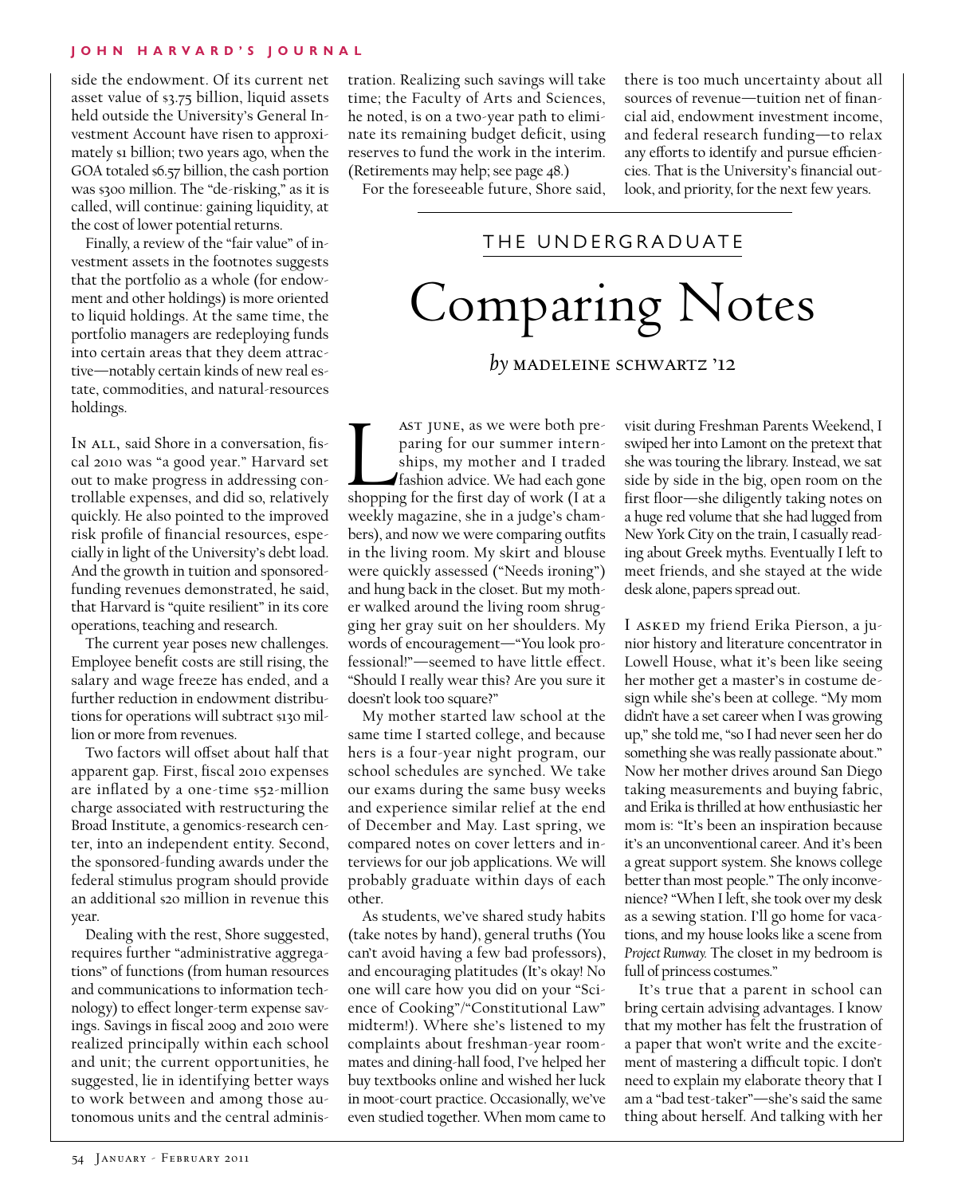side the endowment. Of its current net asset value of $3.75 billion, liquid assets held outside the University's General Investment Account have risen to approximately $1 billion; two years ago, when the GOA totaled $6.57 billion, the cash portion was $300 million. The "de-risking," as it is called, will continue: gaining liquidity, at the cost of lower potential returns.

Finally, a review of the "fair value" of investment assets in the footnotes suggests that the portfolio as a whole (for endowment and other holdings) is more oriented to liquid holdings. At the same time, the portfolio managers are redeploying funds into certain areas that they deem attractive—notably certain kinds of new real estate, commodities, and natural-resources holdings.

In all, said Shore in a conversation, fiscal 2010 was "a good year." Harvard set out to make progress in addressing controllable expenses, and did so, relatively quickly. He also pointed to the improved risk profile of financial resources, especially in light of the University's debt load. And the growth in tuition and sponsored-funding revenues demonstrated, he said, that Harvard is "quite resilient" in its core operations, teaching and research.

The current year poses new challenges. Employee benefit costs are still rising, the salary and wage freeze has ended, and a further reduction in endowment distributions for operations will subtract $130 million or more from revenues.

Two factors will offset about half that apparent gap. First, fiscal 2010 expenses are inflated by a one-time $52-million charge associated with restructuring the Broad Institute, a genomics-research center, into an independent entity. Second, the sponsored-funding awards under the federal stimulus program should provide an additional $20 million in revenue this year.

Dealing with the rest, Shore suggested, requires further "administrative aggregations" of functions (from human resources and communications to information technology) to effect longer-term expense savings. Savings in fiscal 2009 and 2010 were realized principally within each school and unit; the current opportunities, he suggested, lie in identifying better ways to work between and among those autonomous units and the central administration. Realizing such savings will take time; the Faculty of Arts and Sciences, he noted, is on a two-year path to eliminate its remaining budget deficit, using reserves to fund the work in the interim. (Retirements may help; see page 48.)

For the foreseeable future, Shore said, there is too much uncertainty about all sources of revenue—tuition net of financial aid, endowment investment income, and federal research funding—to relax any efforts to identify and pursue efficiencies. That is the University's financial outlook, and priority, for the next few years.

## THE UNDERGRADUATE

# Comparing Notes

*by* MADELEINE SCHWARTZ '12

Last June, as we were both preparing for our summer internships, my mother and I traded fashion advice. We had each gone shopping for the first day of work (I at a weekly magazine, she in a judge's chambers), and now we were comparing outfits in the living room. My skirt and blouse were quickly assessed ("Needs ironing") and hung back in the closet. But my mother walked around the living room shrugging her gray suit on her shoulders. My words of encouragement—"You look professional!"—seemed to have little effect. "Should I really wear this? Are you sure it doesn't look too square?"

My mother started law school at the same time I started college, and because hers is a four-year night program, our school schedules are synched. We take our exams during the same busy weeks and experience similar relief at the end of December and May. Last spring, we compared notes on cover letters and interviews for our job applications. We will probably graduate within days of each other.

As students, we've shared study habits (take notes by hand), general truths (You can't avoid having a few bad professors), and encouraging platitudes (It's okay! No one will care how you did on your "Science of Cooking"/"Constitutional Law" midterm!). Where she's listened to my complaints about freshman-year roommates and dining-hall food, I've helped her buy textbooks online and wished her luck in moot-court practice. Occasionally, we've even studied together. When mom came to visit during Freshman Parents Weekend, I swiped her into Lamont on the pretext that she was touring the library. Instead, we sat side by side in the big, open room on the first floor—she diligently taking notes on a huge red volume that she had lugged from New York City on the train, I casually reading about Greek myths. Eventually I left to meet friends, and she stayed at the wide desk alone, papers spread out.

I asked my friend Erika Pierson, a junior history and literature concentrator in Lowell House, what it's been like seeing her mother get a master's in costume design while she's been at college. "My mom didn't have a set career when I was growing up," she told me, "so I had never seen her do something she was really passionate about." Now her mother drives around San Diego taking measurements and buying fabric, and Erika is thrilled at how enthusiastic her mom is: "It's been an inspiration because it's an unconventional career. And it's been a great support system. She knows college better than most people." The only inconvenience? "When I left, she took over my desk as a sewing station. I'll go home for vacations, and my house looks like a scene from *Project Runway.* The closet in my bedroom is full of princess costumes."

It's true that a parent in school can bring certain advising advantages. I know that my mother has felt the frustration of a paper that won't write and the excitement of mastering a difficult topic. I don't need to explain my elaborate theory that I am a "bad test-taker"—she's said the same thing about herself. And talking with her